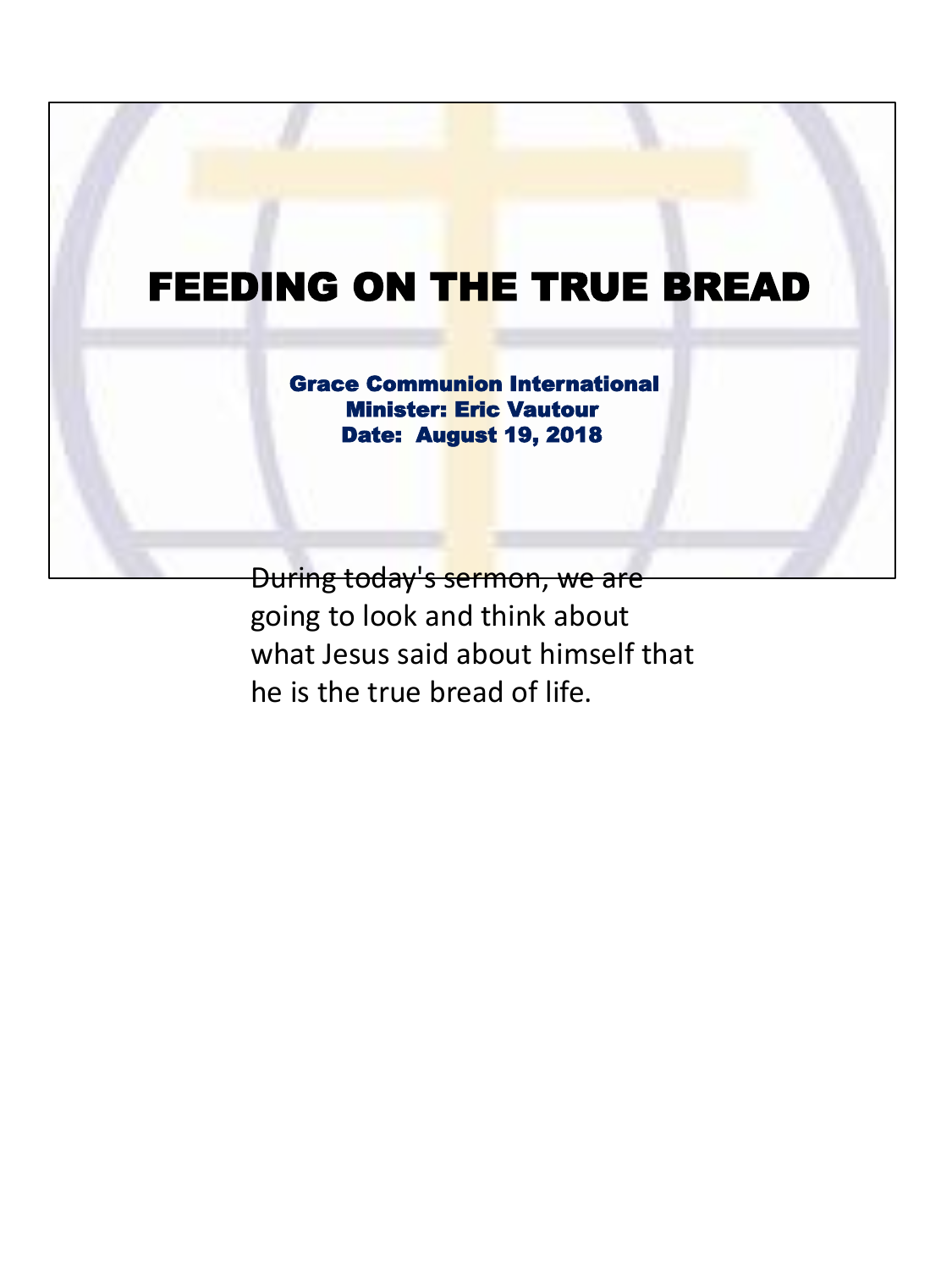# FEEDING ON THE TRUE BREAD

**Grace Communion International**
**Minister: Eric Vautour**
**Date: August 19, 2018**

During today's sermon, we are going to look and think about what Jesus said about himself that he is the true bread of life.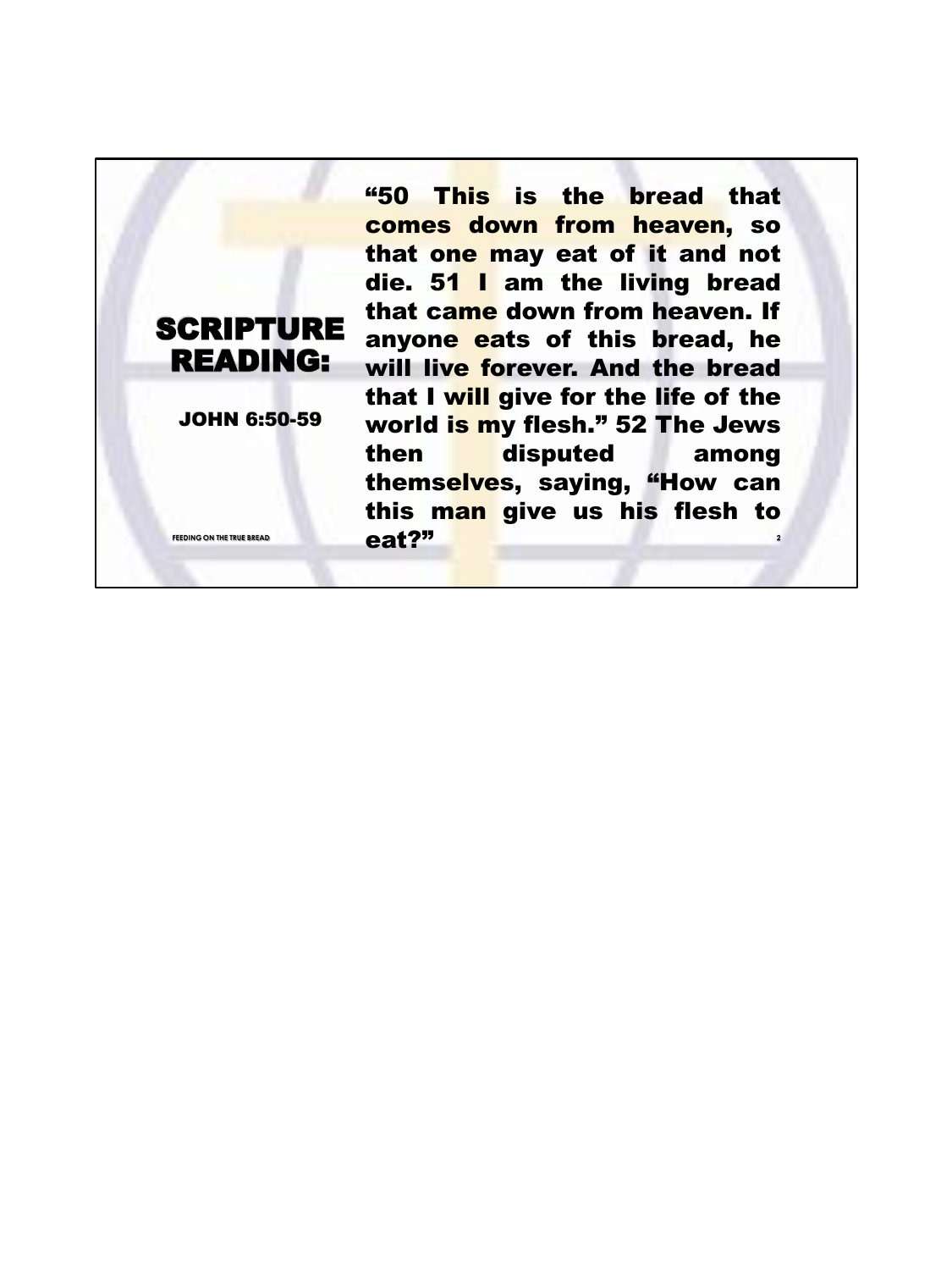# SCRIPTURE READING:

JOHN 6:50-59

**"50 This is the bread that comes down from heaven, so that one may eat of it and not die. 51 I am the living bread that came down from heaven. If anyone eats of this bread, he will live forever. And the bread that I will give for the life of the world is my flesh." 52 The Jews then disputed among themselves, saying, "How can this man give us his flesh to eat?"**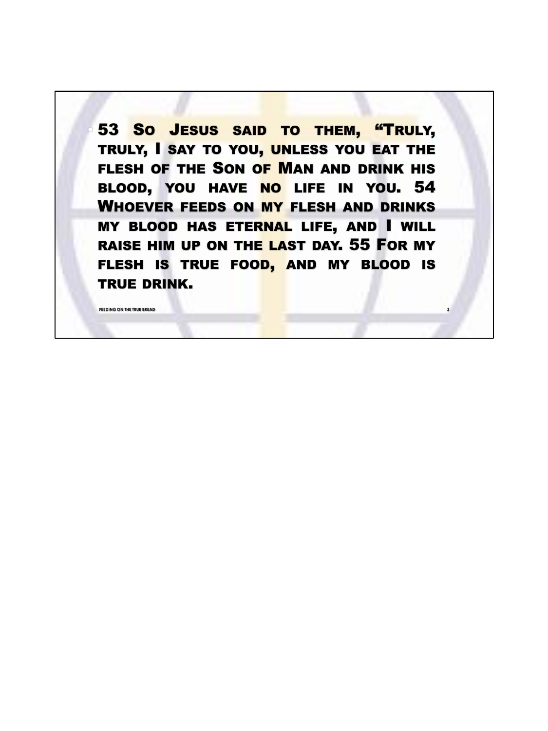- 53 So Jesus said to them, "Truly, truly, I say to you, unless you eat the flesh of the Son of Man and drink his blood, you have no life in you. 54 Whoever feeds on my flesh and drinks my blood has eternal life, and I will raise him up on the last day. 55 For my flesh is true food, and my blood is true drink.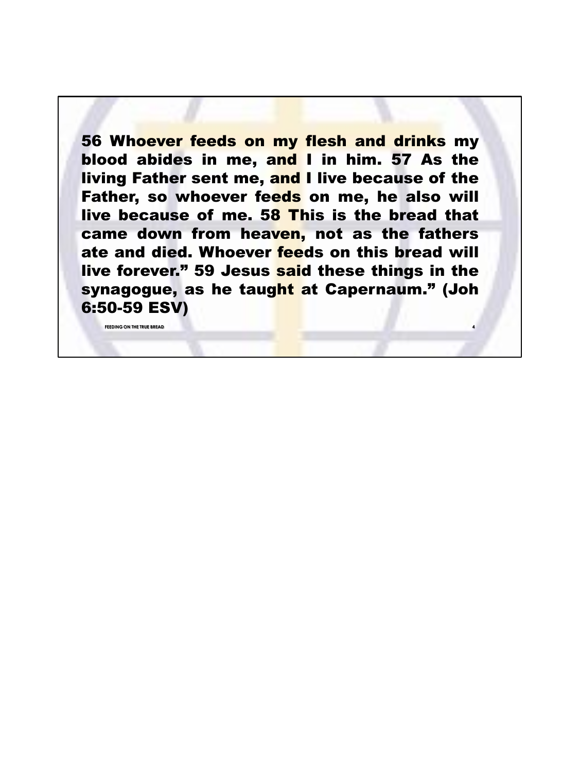**56 Whoever feeds on my flesh and drinks my blood abides in me, and I in him. 57 As the living Father sent me, and I live because of the Father, so whoever feeds on me, he also will live because of me. 58 This is the bread that came down from heaven, not as the fathers ate and died. Whoever feeds on this bread will live forever." 59 Jesus said these things in the synagogue, as he taught at Capernaum." (Joh 6:50-59 ESV)**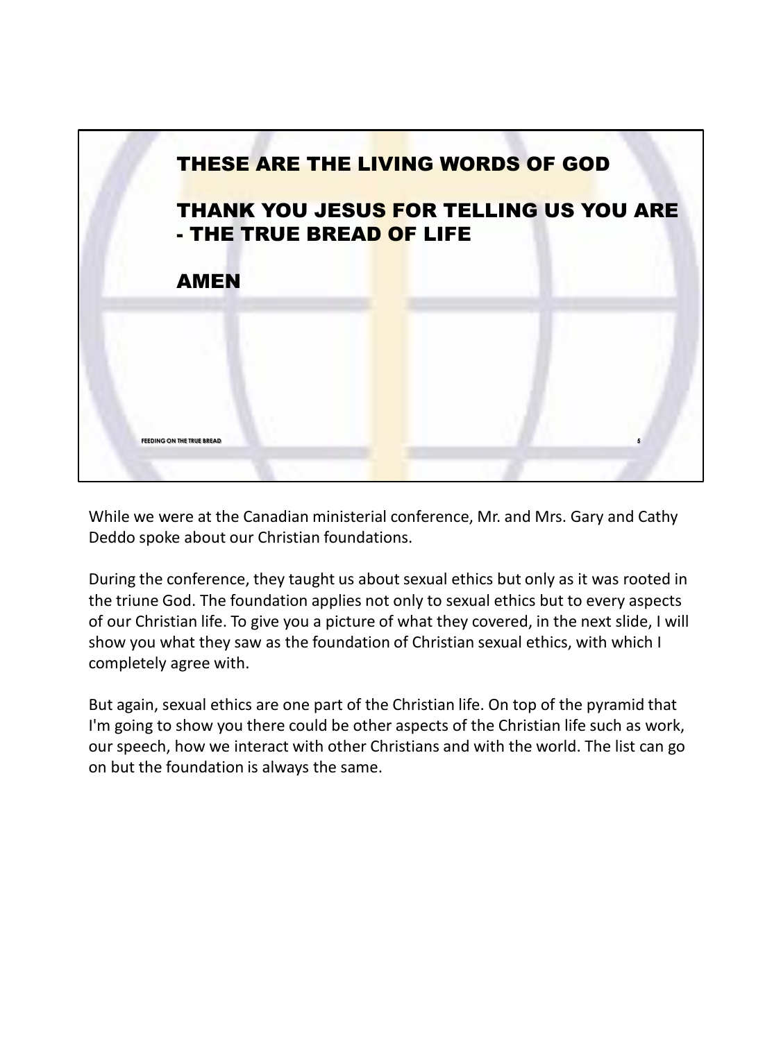THESE ARE THE LIVING WORDS OF GOD

THANK YOU JESUS FOR TELLING US YOU ARE - THE TRUE BREAD OF LIFE

AMEN

While we were at the Canadian ministerial conference, Mr. and Mrs. Gary and Cathy Deddo spoke about our Christian foundations.

During the conference, they taught us about sexual ethics but only as it was rooted in the triune God. The foundation applies not only to sexual ethics but to every aspects of our Christian life. To give you a picture of what they covered, in the next slide, I will show you what they saw as the foundation of Christian sexual ethics, with which I completely agree with.

But again, sexual ethics are one part of the Christian life. On top of the pyramid that I'm going to show you there could be other aspects of the Christian life such as work, our speech, how we interact with other Christians and with the world. The list can go on but the foundation is always the same.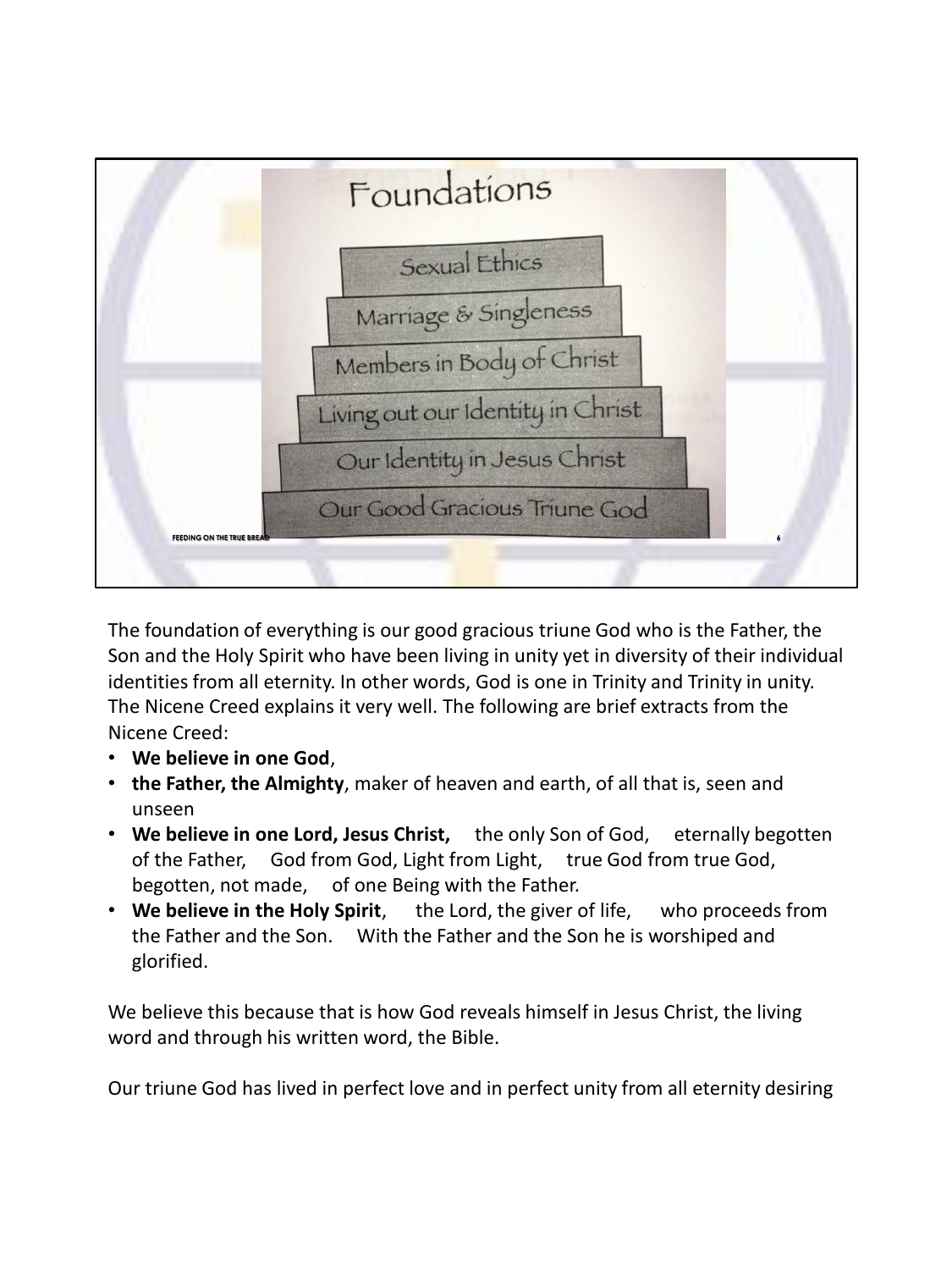# Foundations

- Sexual Ethics
- Marriage & Singleness
- Members in Body of Christ
- Living out our Identity in Christ
- Our Identity in Jesus Christ
- Our Good Gracious Triune God

The foundation of everything is our good gracious triune God who is the Father, the Son and the Holy Spirit who have been living in unity yet in diversity of their individual identities from all eternity. In other words, God is one in Trinity and Trinity in unity. The Nicene Creed explains it very well. The following are brief extracts from the Nicene Creed:

- **We believe in one God**,
- **the Father, the Almighty**, maker of heaven and earth, of all that is, seen and unseen
- **We believe in one Lord, Jesus Christ,** the only Son of God, eternally begotten of the Father, God from God, Light from Light, true God from true God, begotten, not made, of one Being with the Father.
- **We believe in the Holy Spirit**, the Lord, the giver of life, who proceeds from the Father and the Son. With the Father and the Son he is worshiped and glorified.

We believe this because that is how God reveals himself in Jesus Christ, the living word and through his written word, the Bible.

Our triune God has lived in perfect love and in perfect unity from all eternity desiring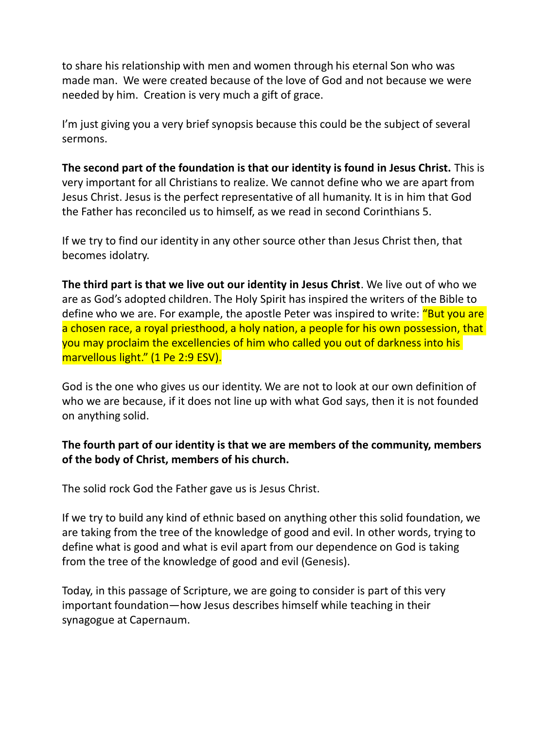to share his relationship with men and women through his eternal Son who was made man. We were created because of the love of God and not because we were needed by him. Creation is very much a gift of grace.

I'm just giving you a very brief synopsis because this could be the subject of several sermons.

**The second part of the foundation is that our identity is found in Jesus Christ.** This is very important for all Christians to realize. We cannot define who we are apart from Jesus Christ. Jesus is the perfect representative of all humanity. It is in him that God the Father has reconciled us to himself, as we read in second Corinthians 5.

If we try to find our identity in any other source other than Jesus Christ then, that becomes idolatry.

**The third part is that we live out our identity in Jesus Christ**. We live out of who we are as God's adopted children. The Holy Spirit has inspired the writers of the Bible to define who we are. For example, the apostle Peter was inspired to write: "But you are a chosen race, a royal priesthood, a holy nation, a people for his own possession, that you may proclaim the excellencies of him who called you out of darkness into his marvellous light." (1 Pe 2:9 ESV).

God is the one who gives us our identity. We are not to look at our own definition of who we are because, if it does not line up with what God says, then it is not founded on anything solid.

**The fourth part of our identity is that we are members of the community, members of the body of Christ, members of his church.**

The solid rock God the Father gave us is Jesus Christ.

If we try to build any kind of ethnic based on anything other this solid foundation, we are taking from the tree of the knowledge of good and evil. In other words, trying to define what is good and what is evil apart from our dependence on God is taking from the tree of the knowledge of good and evil (Genesis).

Today, in this passage of Scripture, we are going to consider is part of this very important foundation—how Jesus describes himself while teaching in their synagogue at Capernaum.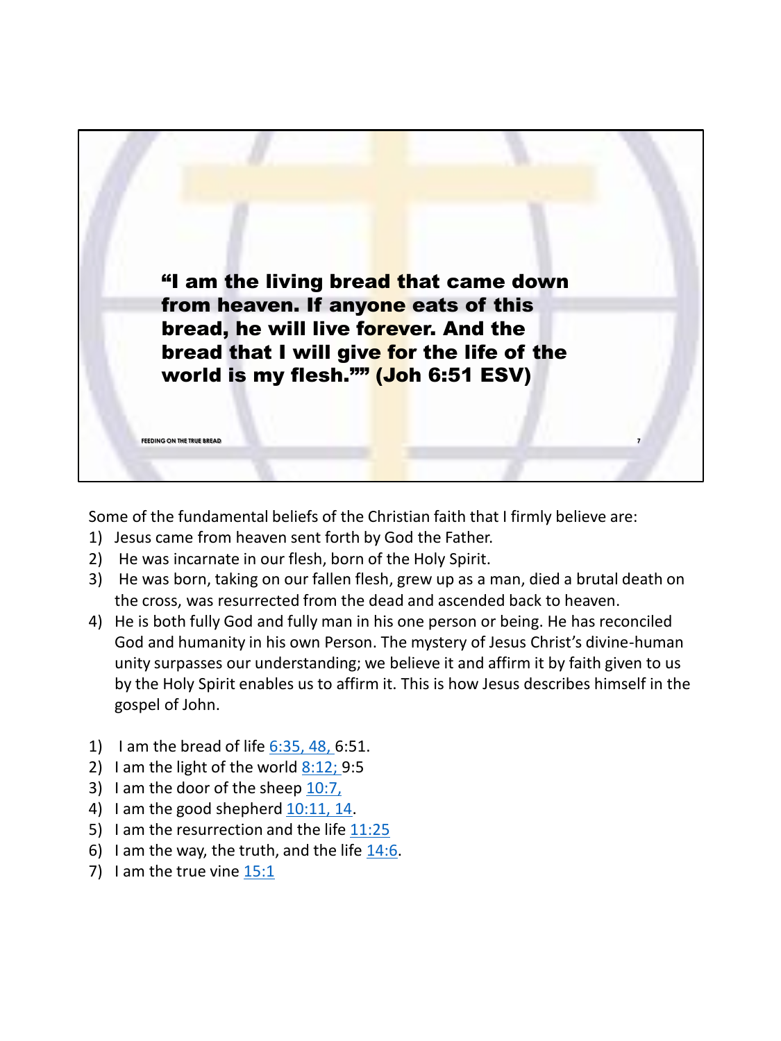**"I am the living bread that came down from heaven. If anyone eats of this bread, he will live forever. And the bread that I will give for the life of the world is my flesh."" (Joh 6:51 ESV)**

FEEDING ON THE TRUE BREAD

Some of the fundamental beliefs of the Christian faith that I firmly believe are:

1) Jesus came from heaven sent forth by God the Father.
2) He was incarnate in our flesh, born of the Holy Spirit.
3) He was born, taking on our fallen flesh, grew up as a man, died a brutal death on the cross, was resurrected from the dead and ascended back to heaven.
4) He is both fully God and fully man in his one person or being. He has reconciled God and humanity in his own Person. The mystery of Jesus Christ's divine-human unity surpasses our understanding; we believe it and affirm it by faith given to us by the Holy Spirit enables us to affirm it. This is how Jesus describes himself in the gospel of John.

1) I am the bread of life 6:35, 48, 6:51.
2) I am the light of the world 8:12; 9:5
3) I am the door of the sheep 10:7,
4) I am the good shepherd 10:11, 14.
5) I am the resurrection and the life 11:25
6) I am the way, the truth, and the life 14:6.
7) I am the true vine 15:1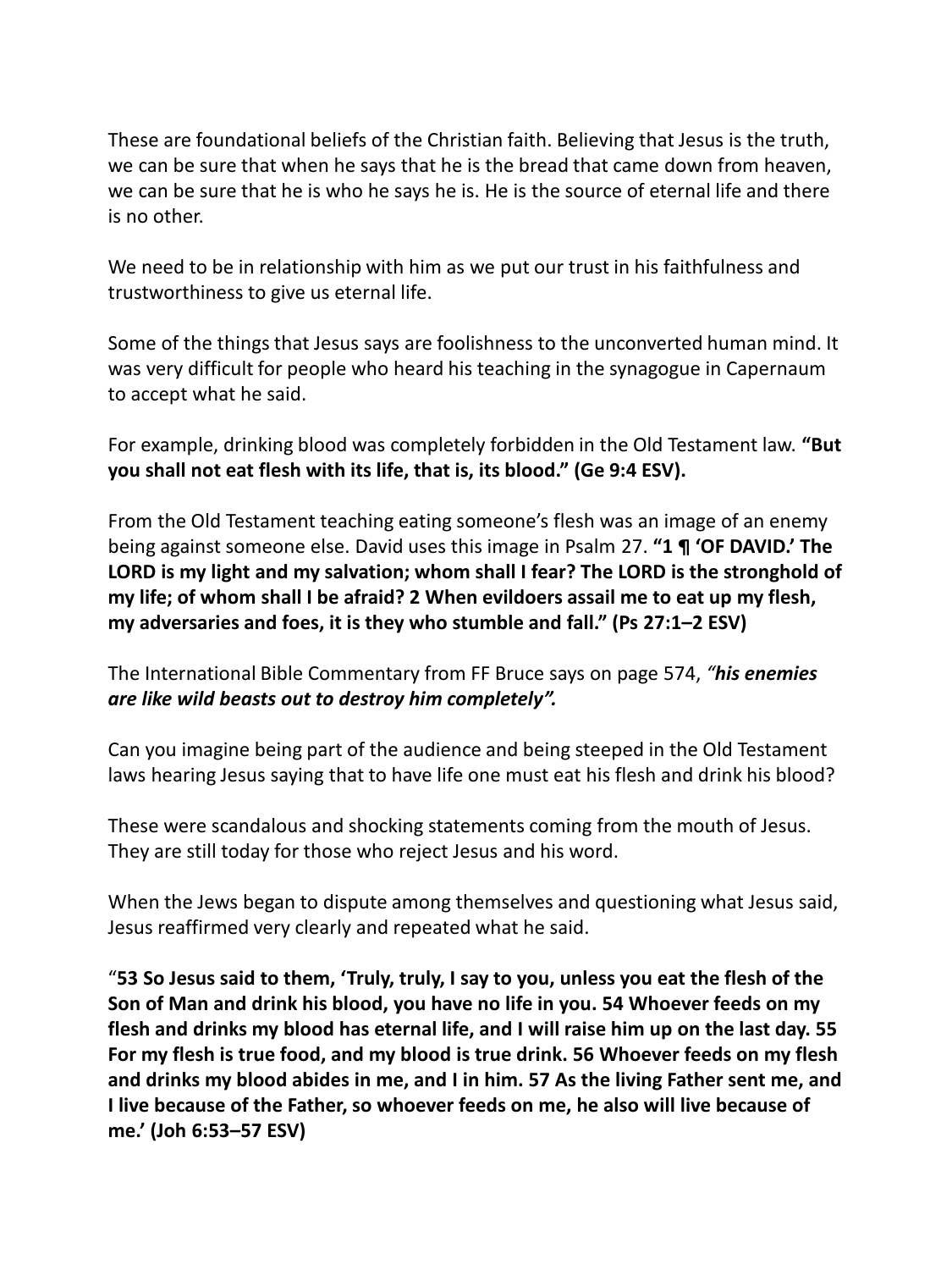These are foundational beliefs of the Christian faith. Believing that Jesus is the truth, we can be sure that when he says that he is the bread that came down from heaven, we can be sure that he is who he says he is. He is the source of eternal life and there is no other.

We need to be in relationship with him as we put our trust in his faithfulness and trustworthiness to give us eternal life.

Some of the things that Jesus says are foolishness to the unconverted human mind. It was very difficult for people who heard his teaching in the synagogue in Capernaum to accept what he said.

For example, drinking blood was completely forbidden in the Old Testament law. **"But you shall not eat flesh with its life, that is, its blood." (Ge 9:4 ESV).**

From the Old Testament teaching eating someone's flesh was an image of an enemy being against someone else. David uses this image in Psalm 27. **"1 ¶ 'OF DAVID.' The LORD is my light and my salvation; whom shall I fear? The LORD is the stronghold of my life; of whom shall I be afraid? 2 When evildoers assail me to eat up my flesh, my adversaries and foes, it is they who stumble and fall." (Ps 27:1–2 ESV)**

The International Bible Commentary from FF Bruce says on page 574, *"**his enemies are like wild beasts out to destroy him completely".***

Can you imagine being part of the audience and being steeped in the Old Testament laws hearing Jesus saying that to have life one must eat his flesh and drink his blood?

These were scandalous and shocking statements coming from the mouth of Jesus. They are still today for those who reject Jesus and his word.

When the Jews began to dispute among themselves and questioning what Jesus said, Jesus reaffirmed very clearly and repeated what he said.

"**53 So Jesus said to them, 'Truly, truly, I say to you, unless you eat the flesh of the Son of Man and drink his blood, you have no life in you. 54 Whoever feeds on my flesh and drinks my blood has eternal life, and I will raise him up on the last day. 55 For my flesh is true food, and my blood is true drink. 56 Whoever feeds on my flesh and drinks my blood abides in me, and I in him. 57 As the living Father sent me, and I live because of the Father, so whoever feeds on me, he also will live because of me.' (Joh 6:53–57 ESV)**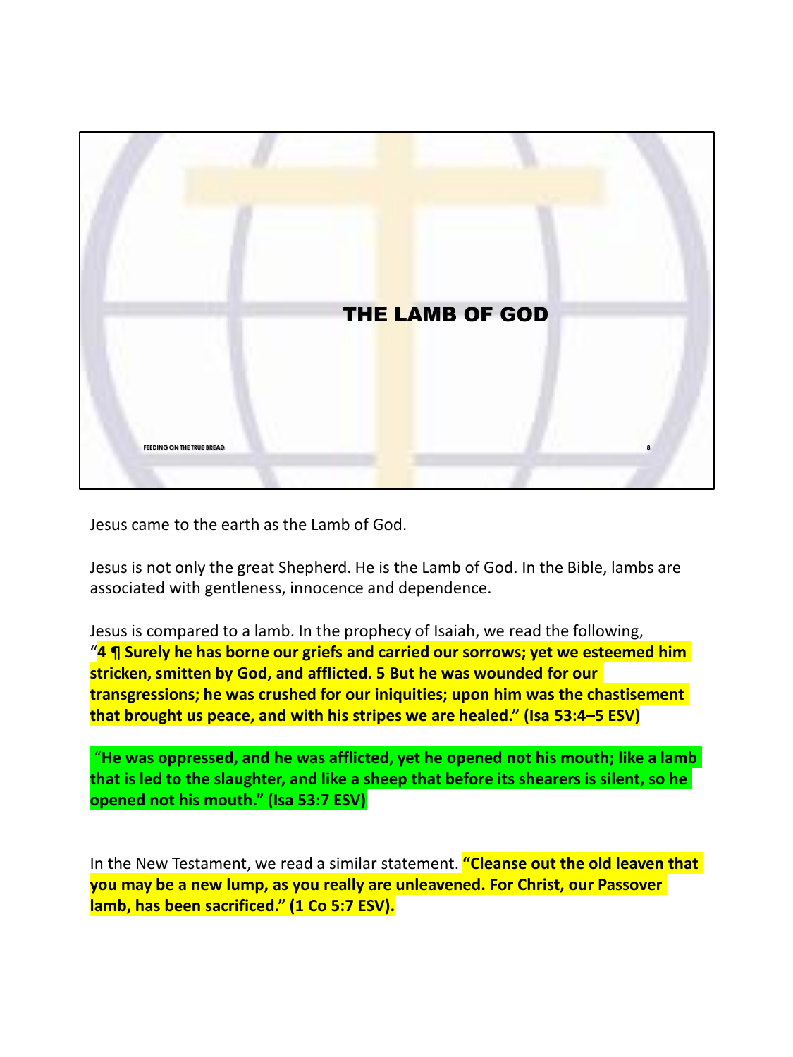## THE LAMB OF GOD

Jesus came to the earth as the Lamb of God.

Jesus is not only the great Shepherd. He is the Lamb of God. In the Bible, lambs are associated with gentleness, innocence and dependence.

Jesus is compared to a lamb. In the prophecy of Isaiah, we read the following, "**4 ¶ Surely he has borne our griefs and carried our sorrows; yet we esteemed him stricken, smitten by God, and afflicted. 5 But he was wounded for our transgressions; he was crushed for our iniquities; upon him was the chastisement that brought us peace, and with his stripes we are healed." (Isa 53:4–5 ESV)**

"**He was oppressed, and he was afflicted, yet he opened not his mouth; like a lamb that is led to the slaughter, and like a sheep that before its shearers is silent, so he opened not his mouth." (Isa 53:7 ESV)**

In the New Testament, we read a similar statement. **"Cleanse out the old leaven that you may be a new lump, as you really are unleavened. For Christ, our Passover lamb, has been sacrificed." (1 Co 5:7 ESV).**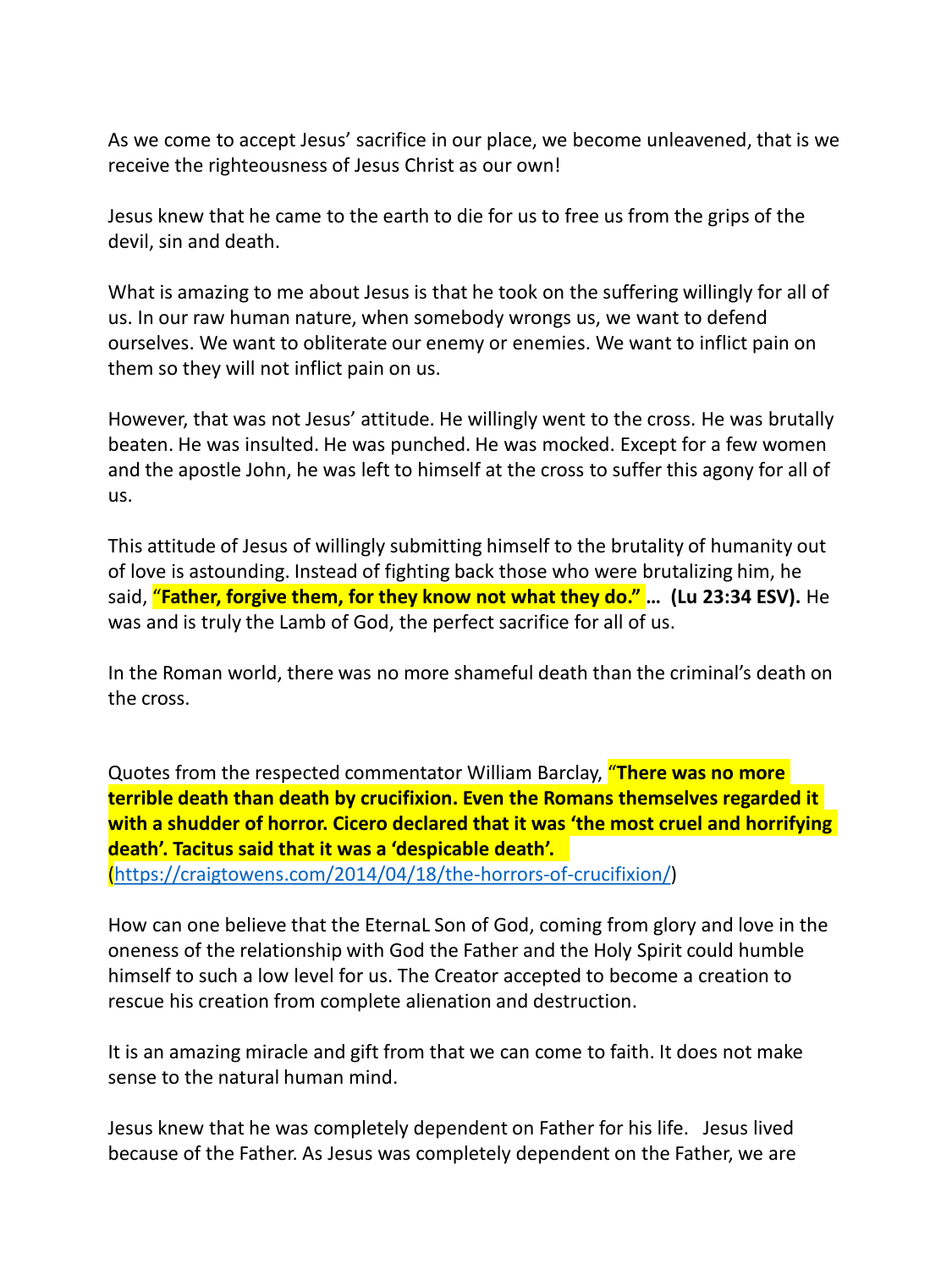As we come to accept Jesus' sacrifice in our place, we become unleavened, that is we receive the righteousness of Jesus Christ as our own!

Jesus knew that he came to the earth to die for us to free us from the grips of the devil, sin and death.

What is amazing to me about Jesus is that he took on the suffering willingly for all of us. In our raw human nature, when somebody wrongs us, we want to defend ourselves. We want to obliterate our enemy or enemies. We want to inflict pain on them so they will not inflict pain on us.

However, that was not Jesus' attitude. He willingly went to the cross. He was brutally beaten. He was insulted. He was punched. He was mocked. Except for a few women and the apostle John, he was left to himself at the cross to suffer this agony for all of us.

This attitude of Jesus of willingly submitting himself to the brutality of humanity out of love is astounding. Instead of fighting back those who were brutalizing him, he said, **"Father, forgive them, for they know not what they do." … (Lu 23:34 ESV).** He was and is truly the Lamb of God, the perfect sacrifice for all of us.

In the Roman world, there was no more shameful death than the criminal's death on the cross.

Quotes from the respected commentator William Barclay, **"There was no more terrible death than death by crucifixion. Even the Romans themselves regarded it with a shudder of horror. Cicero declared that it was 'the most cruel and horrifying death'. Tacitus said that it was a 'despicable death'.**
(https://craigtowens.com/2014/04/18/the-horrors-of-crucifixion/)

How can one believe that the EternaL Son of God, coming from glory and love in the oneness of the relationship with God the Father and the Holy Spirit could humble himself to such a low level for us. The Creator accepted to become a creation to rescue his creation from complete alienation and destruction.

It is an amazing miracle and gift from that we can come to faith. It does not make sense to the natural human mind.

Jesus knew that he was completely dependent on Father for his life. Jesus lived because of the Father. As Jesus was completely dependent on the Father, we are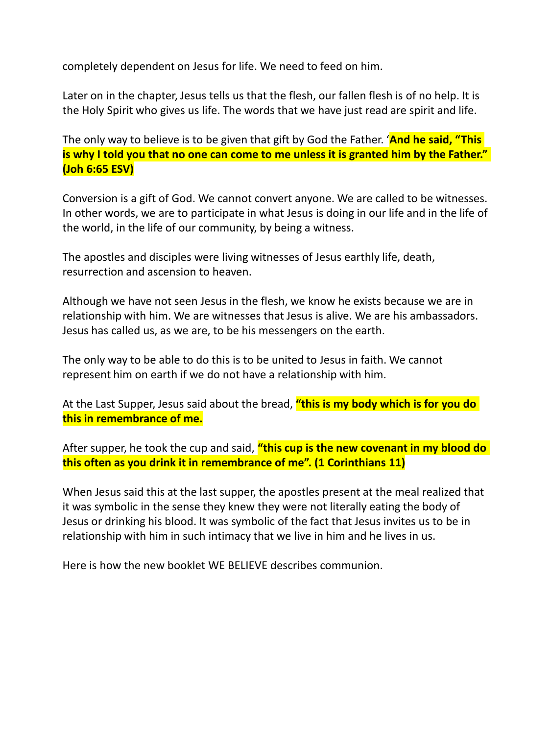completely dependent on Jesus for life. We need to feed on him.

Later on in the chapter, Jesus tells us that the flesh, our fallen flesh is of no help. It is the Holy Spirit who gives us life. The words that we have just read are spirit and life.

The only way to believe is to be given that gift by God the Father. '**And he said, "This is why I told you that no one can come to me unless it is granted him by the Father." (Joh 6:65 ESV)**

Conversion is a gift of God. We cannot convert anyone. We are called to be witnesses. In other words, we are to participate in what Jesus is doing in our life and in the life of the world, in the life of our community, by being a witness.

The apostles and disciples were living witnesses of Jesus earthly life, death, resurrection and ascension to heaven.

Although we have not seen Jesus in the flesh, we know he exists because we are in relationship with him. We are witnesses that Jesus is alive. We are his ambassadors. Jesus has called us, as we are, to be his messengers on the earth.

The only way to be able to do this is to be united to Jesus in faith. We cannot represent him on earth if we do not have a relationship with him.

At the Last Supper, Jesus said about the bread, **"this is my body which is for you do this in remembrance of me.**

After supper, he took the cup and said, **"this cup is the new covenant in my blood do this often as you drink it in remembrance of me". (1 Corinthians 11)**

When Jesus said this at the last supper, the apostles present at the meal realized that it was symbolic in the sense they knew they were not literally eating the body of Jesus or drinking his blood. It was symbolic of the fact that Jesus invites us to be in relationship with him in such intimacy that we live in him and he lives in us.

Here is how the new booklet WE BELIEVE describes communion.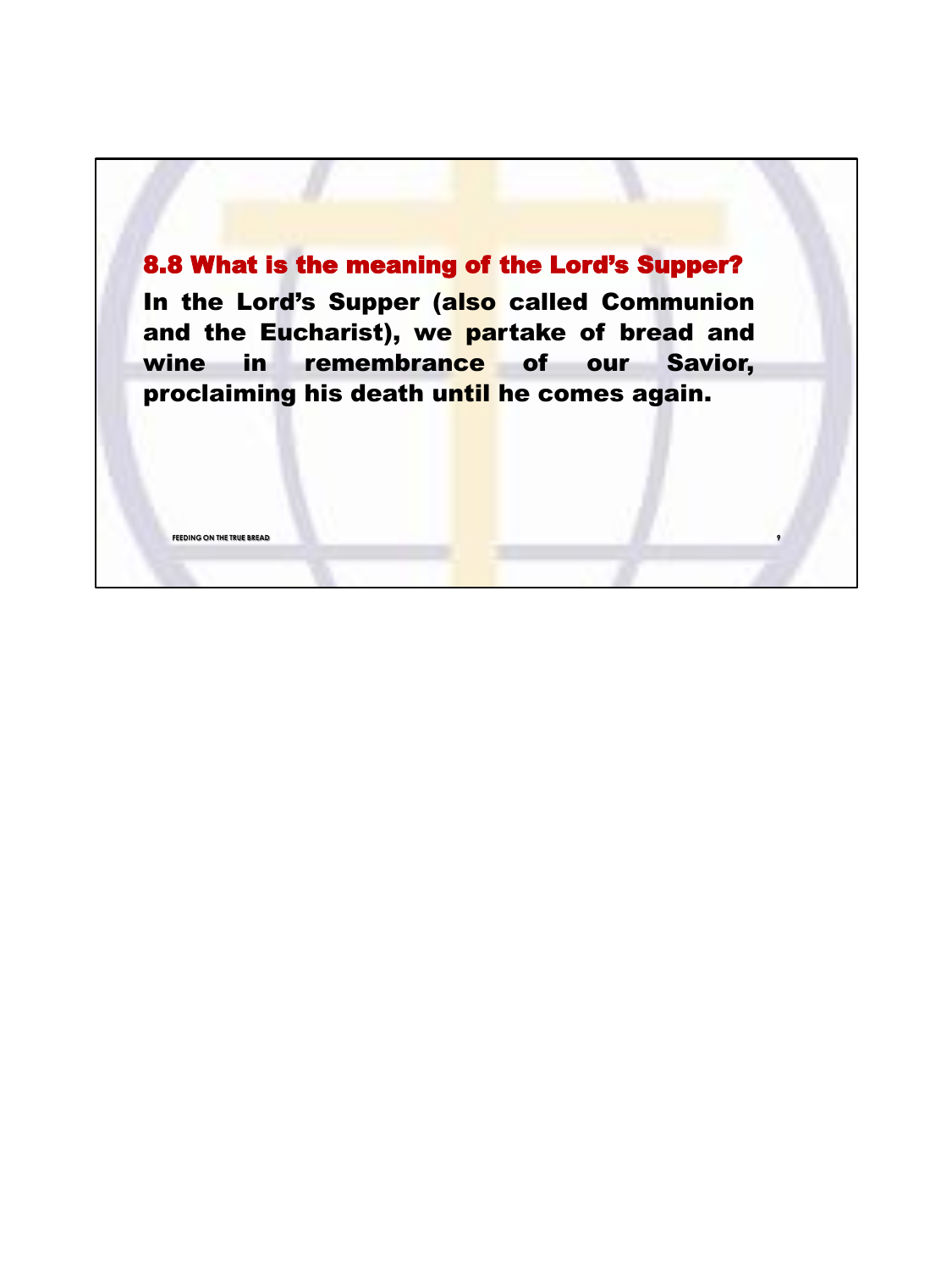## 8.8 What is the meaning of the Lord's Supper?

**In the Lord's Supper (also called Communion and the Eucharist), we partake of bread and wine in remembrance of our Savior, proclaiming his death until he comes again.**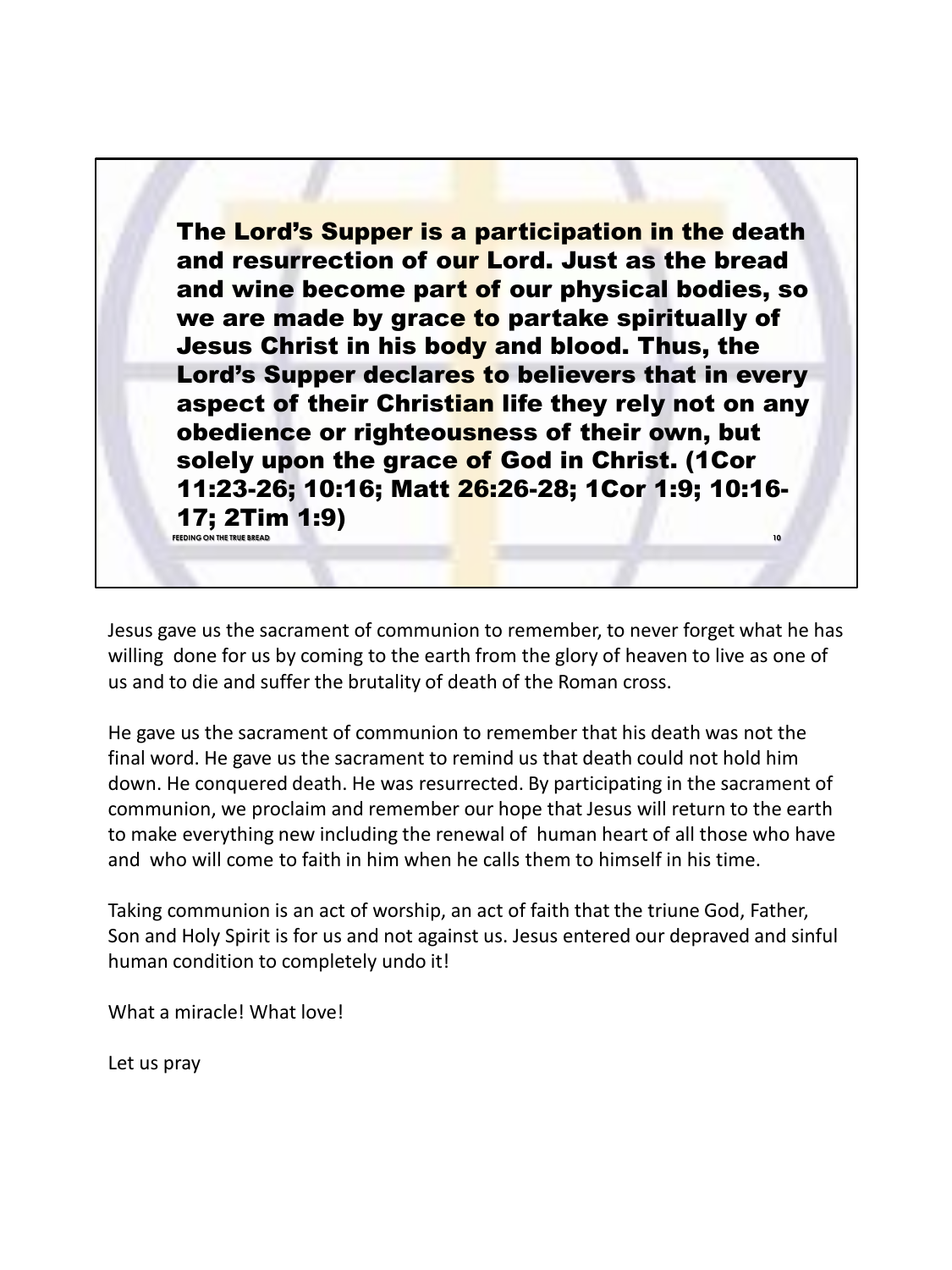**The Lord's Supper is a participation in the death and resurrection of our Lord. Just as the bread and wine become part of our physical bodies, so we are made by grace to partake spiritually of Jesus Christ in his body and blood. Thus, the Lord's Supper declares to believers that in every aspect of their Christian life they rely not on any obedience or righteousness of their own, but solely upon the grace of God in Christ. (1Cor 11:23-26; 10:16; Matt 26:26-28; 1Cor 1:9; 10:16-17; 2Tim 1:9)**

FEEDING ON THE TRUE BREAD

Jesus gave us the sacrament of communion to remember, to never forget what he has willing done for us by coming to the earth from the glory of heaven to live as one of us and to die and suffer the brutality of death of the Roman cross.

He gave us the sacrament of communion to remember that his death was not the final word. He gave us the sacrament to remind us that death could not hold him down. He conquered death. He was resurrected. By participating in the sacrament of communion, we proclaim and remember our hope that Jesus will return to the earth to make everything new including the renewal of human heart of all those who have and who will come to faith in him when he calls them to himself in his time.

Taking communion is an act of worship, an act of faith that the triune God, Father, Son and Holy Spirit is for us and not against us. Jesus entered our depraved and sinful human condition to completely undo it!

What a miracle! What love!

Let us pray